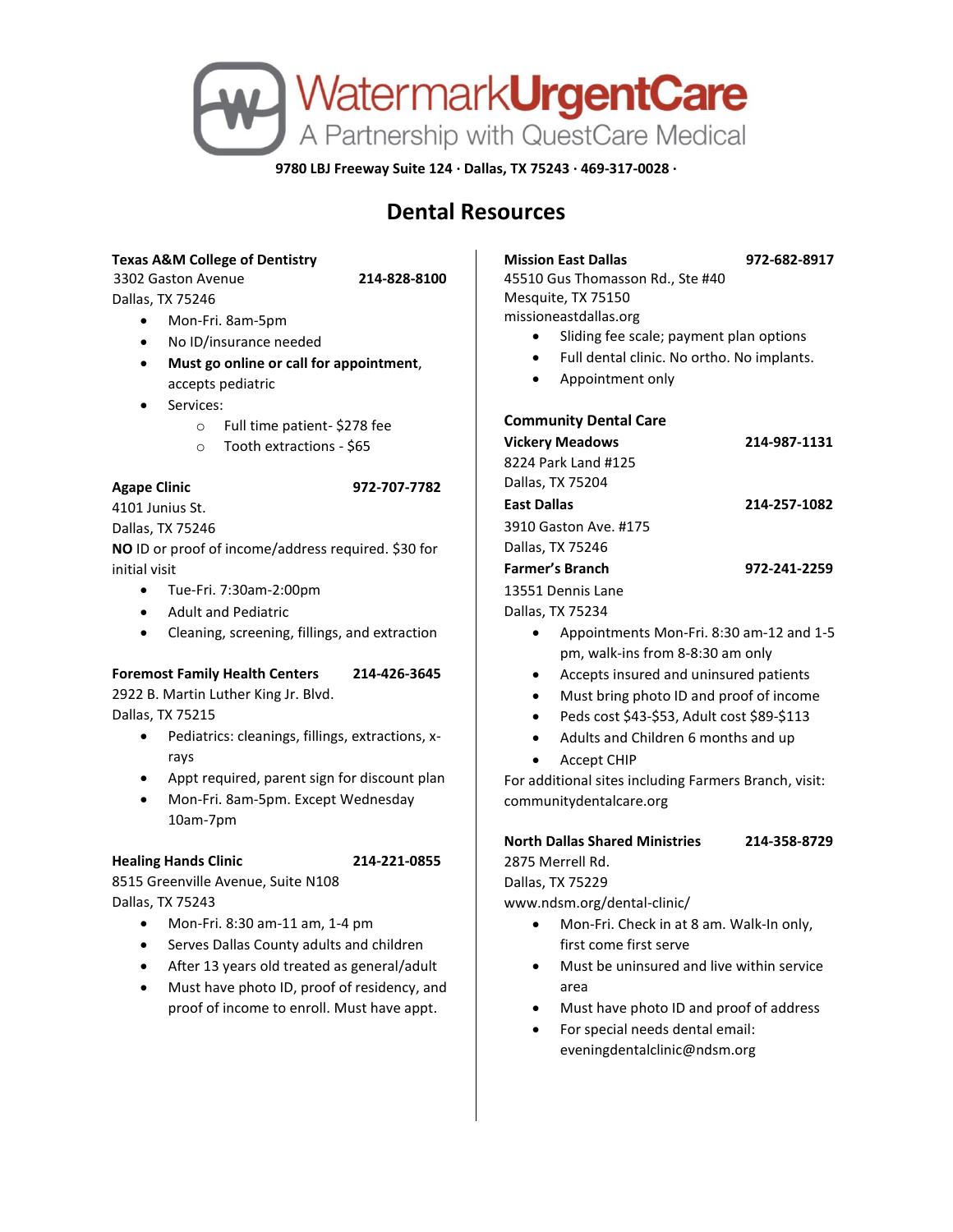# WatermarkUrgentCare

A Partnership with QuestCare Medical

**9780 LBJ Freeway Suite 124 · Dallas, TX 75243 · 469-317-0028 ·**

## Dental Resources

**Texas A&M College of Dentistry**
3302 Gaston Avenue **214-828-8100**
Dallas, TX 75246

- Mon-Fri. 8am-5pm
- No ID/insurance needed
- **Must go online or call for appointment**, accepts pediatric
- Services:
  - Full time patient- $278 fee
  - Tooth extractions - $65

**Agape Clinic** **972-707-7782**
4101 Junius St.
Dallas, TX 75246
**NO** ID or proof of income/address required. $30 for initial visit

- Tue-Fri. 7:30am-2:00pm
- Adult and Pediatric
- Cleaning, screening, fillings, and extraction

**Foremost Family Health Centers** **214-426-3645**
2922 B. Martin Luther King Jr. Blvd.
Dallas, TX 75215

- Pediatrics: cleanings, fillings, extractions, x-rays
- Appt required, parent sign for discount plan
- Mon-Fri. 8am-5pm. Except Wednesday 10am-7pm

**Healing Hands Clinic** **214-221-0855**
8515 Greenville Avenue, Suite N108
Dallas, TX 75243

- Mon-Fri. 8:30 am-11 am, 1-4 pm
- Serves Dallas County adults and children
- After 13 years old treated as general/adult
- Must have photo ID, proof of residency, and proof of income to enroll. Must have appt.

**Mission East Dallas** **972-682-8917**
45510 Gus Thomasson Rd., Ste #40
Mesquite, TX 75150
missioneastdallas.org

- Sliding fee scale; payment plan options
- Full dental clinic. No ortho. No implants.
- Appointment only

**Community Dental Care**

**Vickery Meadows** **214-987-1131**
8224 Park Land #125
Dallas, TX 75204

**East Dallas** **214-257-1082**
3910 Gaston Ave. #175
Dallas, TX 75246

**Farmer's Branch** **972-241-2259**
13551 Dennis Lane
Dallas, TX 75234

- Appointments Mon-Fri. 8:30 am-12 and 1-5 pm, walk-ins from 8-8:30 am only
- Accepts insured and uninsured patients
- Must bring photo ID and proof of income
- Peds cost $43-$53, Adult cost $89-$113
- Adults and Children 6 months and up
- Accept CHIP

For additional sites including Farmers Branch, visit: communitydentalcare.org

**North Dallas Shared Ministries** **214-358-8729**
2875 Merrell Rd.
Dallas, TX 75229
www.ndsm.org/dental-clinic/

- Mon-Fri. Check in at 8 am. Walk-In only, first come first serve
- Must be uninsured and live within service area
- Must have photo ID and proof of address
- For special needs dental email: eveningdentalclinic@ndsm.org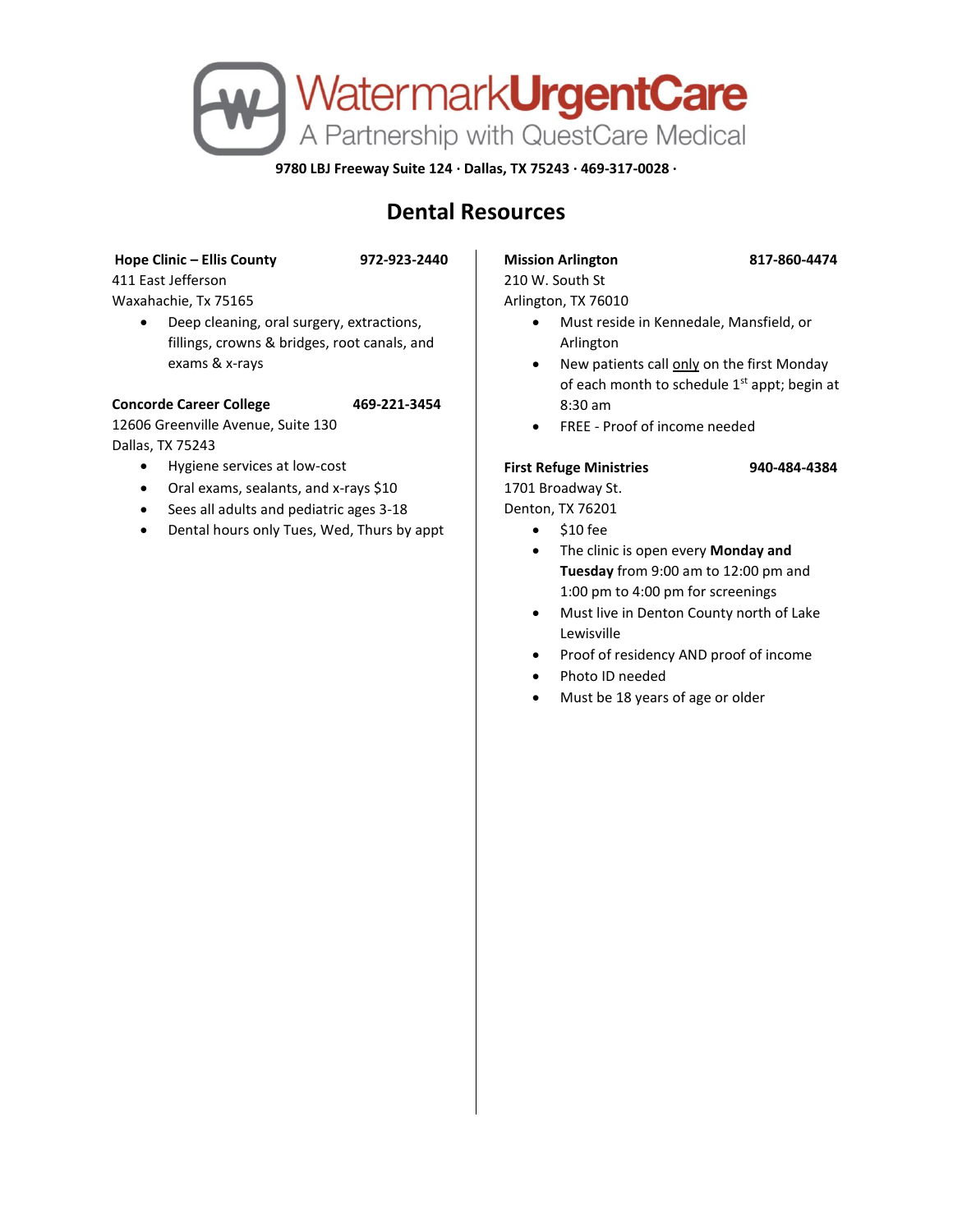# WatermarkUrgentCare

A Partnership with QuestCare Medical

**9780 LBJ Freeway Suite 124 · Dallas, TX 75243 · 469-317-0028 ·**

## Dental Resources

**Hope Clinic – Ellis County** **972-923-2440**
411 East Jefferson
Waxahachie, Tx 75165

- Deep cleaning, oral surgery, extractions, fillings, crowns & bridges, root canals, and exams & x-rays

**Concorde Career College** **469-221-3454**
12606 Greenville Avenue, Suite 130
Dallas, TX 75243

- Hygiene services at low-cost
- Oral exams, sealants, and x-rays $10
- Sees all adults and pediatric ages 3-18
- Dental hours only Tues, Wed, Thurs by appt

**Mission Arlington** **817-860-4474**
210 W. South St
Arlington, TX 76010

- Must reside in Kennedale, Mansfield, or Arlington
- New patients call <u>only</u> on the first Monday of each month to schedule 1st appt; begin at 8:30 am
- FREE - Proof of income needed

**First Refuge Ministries** **940-484-4384**
1701 Broadway St.
Denton, TX 76201

- $10 fee
- The clinic is open every **Monday and Tuesday** from 9:00 am to 12:00 pm and 1:00 pm to 4:00 pm for screenings
- Must live in Denton County north of Lake Lewisville
- Proof of residency AND proof of income
- Photo ID needed
- Must be 18 years of age or older